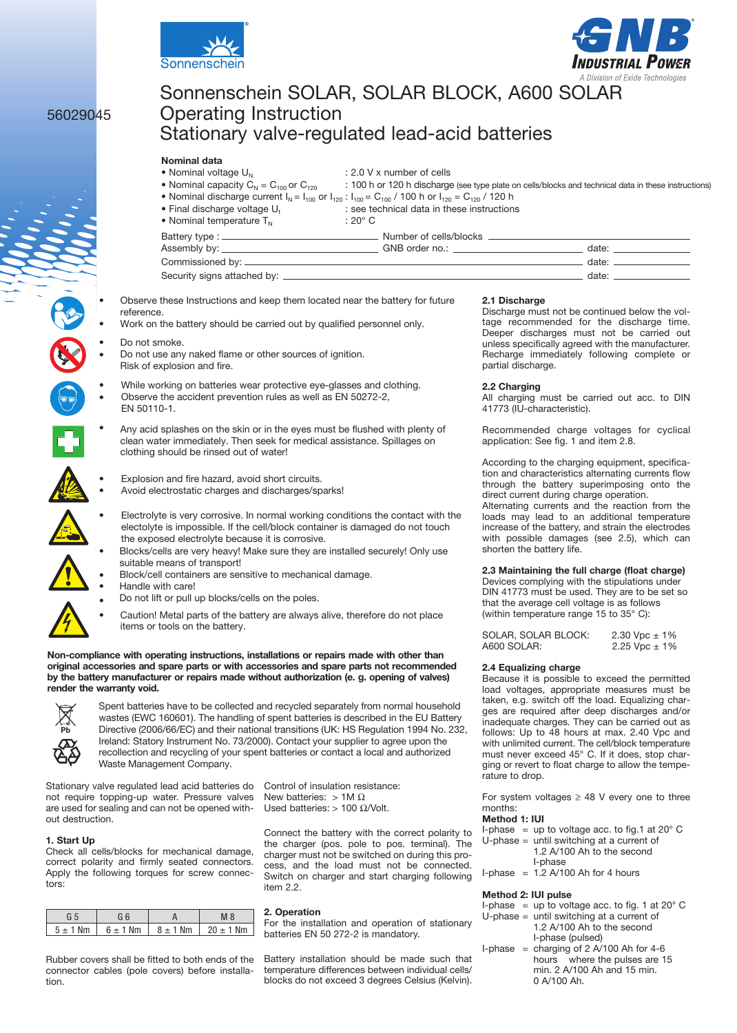56029045

# Sonnenschein SOLAR, SOLAR BLOCK, A600 SOLAR
# Operating Instruction
# Stationary valve-regulated lead-acid batteries

**Nominal data**

- Nominal voltage $U_N$ : 2.0 V x number of cells
- Nominal capacity $C_N = C_{100}$ or $C_{120}$ : 100 h or 120 h discharge (see type plate on cells/blocks and technical data in these instructions)
- Nominal discharge current $I_N = I_{100}$ or $I_{120}$ : $I_{100} = C_{100}$ / 100 h or $I_{120} = C_{120}$ / 120 h
- Final discharge voltage $U_f$ : see technical data in these instructions
- Nominal temperature $T_N$ : 20° C

Battery type : ______ Number of cells/blocks ______
Assembly by: ______ GNB order no.: ______ date: ______
Commissioned by: ______ date: ______
Security signs attached by: ______ date: ______

- Observe these Instructions and keep them located near the battery for future reference.
- Work on the battery should be carried out by qualified personnel only.

- Do not smoke.
- Do not use any naked flame or other sources of ignition. Risk of explosion and fire.

- While working on batteries wear protective eye-glasses and clothing.
- Observe the accident prevention rules as well as EN 50272-2, EN 50110-1.

- Any acid splashes on the skin or in the eyes must be flushed with plenty of clean water immediately. Then seek for medical assistance. Spillages on clothing should be rinsed out of water!

- Explosion and fire hazard, avoid short circuits.
- Avoid electrostatic charges and discharges/sparks!

- Electrolyte is very corrosive. In normal working conditions the contact with the electolyte is impossible. If the cell/block container is damaged do not touch the exposed electrolyte because it is corrosive.
- Blocks/cells are very heavy! Make sure they are installed securely! Only use suitable means of transport!
- Block/cell containers are sensitive to mechanical damage.
- Handle with care!
- Do not lift or pull up blocks/cells on the poles.

- Caution! Metal parts of the battery are always alive, therefore do not place items or tools on the battery.

**Non-compliance with operating instructions, installations or repairs made with other than original accessories and spare parts or with accessories and spare parts not recommended by the battery manufacturer or repairs made without authorization (e. g. opening of valves) render the warranty void.**

Spent batteries have to be collected and recycled separately from normal household wastes (EWC 160601). The handling of spent batteries is described in the EU Battery Directive (2006/66/EC) and their national transitions (UK: HS Regulation 1994 No. 232, Ireland: Statory Instrument No. 73/2000). Contact your supplier to agree upon the recollection and recycling of your spent batteries or contact a local and authorized Waste Management Company.

Stationary valve regulated lead acid batteries do not require topping-up water. Pressure valves are used for sealing and can not be opened without destruction.

### 1. Start Up

Check all cells/blocks for mechanical damage, correct polarity and firmly seated connectors. Apply the following torques for screw connectors:

| G 5 | G 6 | A | M 8 |
|---|---|---|---|
| 5 ± 1 Nm | 6 ± 1 Nm | 8 ± 1 Nm | 20 ± 1 Nm |

Rubber covers shall be fitted to both ends of the connector cables (pole covers) before installation.

Control of insulation resistance:
New batteries: > 1M Ω
Used batteries: > 100 Ω/Volt.

Connect the battery with the correct polarity to the charger (pos. pole to pos. terminal). The charger must not be switched on during this process, and the load must not be connected. Switch on charger and start charging following item 2.2.

### 2. Operation

For the installation and operation of stationary batteries EN 50 272-2 is mandatory.

Battery installation should be made such that temperature differences between individual cells/blocks do not exceed 3 degrees Celsius (Kelvin).

### 2.1 Discharge

Discharge must not be continued below the voltage recommended for the discharge time. Deeper discharges must not be carried out unless specifically agreed with the manufacturer. Recharge immediately following complete or partial discharge.

### 2.2 Charging

All charging must be carried out acc. to DIN 41773 (IU-characteristic).

Recommended charge voltages for cyclical application: See fig. 1 and item 2.8.

According to the charging equipment, specification and characteristics alternating currents flow through the battery superimposing onto the direct current during charge operation. Alternating currents and the reaction from the loads may lead to an additional temperature increase of the battery, and strain the electrodes with possible damages (see 2.5), which can shorten the battery life.

### 2.3 Maintaining the full charge (float charge)

Devices complying with the stipulations under DIN 41773 must be used. They are to be set so that the average cell voltage is as follows (within temperature range 15 to 35° C):

SOLAR, SOLAR BLOCK: 2.30 Vpc ± 1%
A600 SOLAR: 2.25 Vpc ± 1%

### 2.4 Equalizing charge

Because it is possible to exceed the permitted load voltages, appropriate measures must be taken, e.g. switch off the load. Equalizing charges are required after deep discharges and/or inadequate charges. They can be carried out as follows: Up to 48 hours at max. 2.40 Vpc and with unlimited current. The cell/block temperature must never exceed 45° C. If it does, stop charging or revert to float charge to allow the temperature to drop.

For system voltages ≥ 48 V every one to three months:

**Method 1: IUI**
I-phase = up to voltage acc. to fig.1 at 20° C
U-phase = until switching at a current of 1.2 A/100 Ah to the second I-phase
I-phase = 1.2 A/100 Ah for 4 hours

**Method 2: IUI pulse**
I-phase = up to voltage acc. to fig. 1 at 20° C
U-phase = until switching at a current of 1.2 A/100 Ah to the second I-phase (pulsed)
I-phase = charging of 2 A/100 Ah for 4-6 hours where the pulses are 15 min. 2 A/100 Ah and 15 min. 0 A/100 Ah.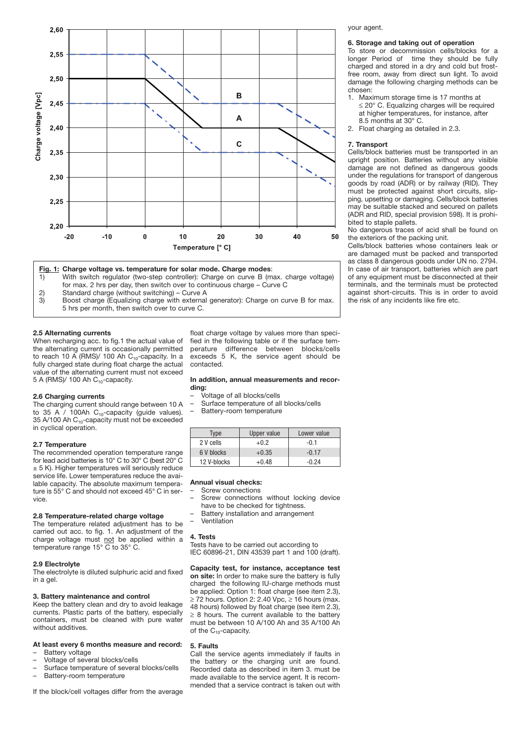2,60
2,55
2,50
2,45
2,40
2,35
2,30
2,25
2,20

Charge voltage [Vpc]

-20 -10 0 10 20 30 40 50

Temperature [° C]

B

A

C

**Fig. 1: Charge voltage vs. temperature for solar mode. Charge modes**:

1) With switch regulator (two-step controller): Charge on curve B (max. charge voltage) for max. 2 hrs per day, then switch over to continuous charge – Curve C
2) Standard charge (without switching) – Curve A
3) Boost charge (Equalizing charge with external generator): Charge on curve B for max. 5 hrs per month, then switch over to curve C.

#### 2.5 Alternating currents

When recharging acc. to fig.1 the actual value of the alternating current is occasionally permitted to reach 10 A (RMS)/ 100 Ah $C_{10}$-capacity. In a fully charged state during float charge the actual value of the alternating current must not exceed 5 A (RMS)/ 100 Ah $C_{10}$-capacity.

#### 2.6 Charging currents

The charging current should range between 10 A to 35 A / 100Ah $C_{10}$-capacity (guide values). 35 A/100 Ah $C_{10}$-capacity must not be exceeded in cyclical operation.

#### 2.7 Temperature

The recommended operation temperature range for lead acid batteries is 10° C to 30° C (best 20° C ± 5 K). Higher temperatures will seriously reduce service life. Lower temperatures reduce the available capacity. The absolute maximum temperature is 55° C and should not exceed 45° C in service.

#### 2.8 Temperature-related charge voltage

The temperature related adjustment has to be carried out acc. to fig. 1. An adjustment of the charge voltage must not be applied within a temperature range 15° C to 35° C.

#### 2.9 Electrolyte

The electrolyte is diluted sulphuric acid and fixed in a gel.

### 3. Battery maintenance and control

Keep the battery clean and dry to avoid leakage currents. Plastic parts of the battery, especially containers, must be cleaned with pure water without additives.

**At least every 6 months measure and record:**

- Battery voltage
- Voltage of several blocks/cells
- Surface temperature of several blocks/cells
- Battery-room temperature

If the block/cell voltages differ from the average float charge voltage by values more than specified in the following table or if the surface temperature difference between blocks/cells exceeds 5 K, the service agent should be contacted.

**In addition, annual measurements and recording:**

- Voltage of all blocks/cells
- Surface temperature of all blocks/cells
- Battery-room temperature

| Type | Upper value | Lower value |
| --- | --- | --- |
| 2 V cells | +0.2 | -0.1 |
| 6 V blocks | +0.35 | -0.17 |
| 12 V-blocks | +0.48 | -0.24 |

**Annual visual checks:**

- Screw connections
- Screw connections without locking device have to be checked for tightness.
- Battery installation and arrangement
- Ventilation

### 4. Tests

Tests have to be carried out according to IEC 60896-21, DIN 43539 part 1 and 100 (draft).

**Capacity test, for instance, acceptance test on site:** In order to make sure the battery is fully charged the following IU-charge methods must be applied: Option 1: float charge (see item 2.3), ≥ 72 hours. Option 2: 2.40 Vpc, ≥ 16 hours (max. 48 hours) followed by float charge (see item 2.3), ≥ 8 hours. The current available to the battery must be between 10 A/100 Ah and 35 A/100 Ah of the $C_{10}$-capacity.

### 5. Faults

Call the service agents immediately if faults in the battery or the charging unit are found. Recorded data as described in item 3. must be made available to the service agent. It is recommended that a service contract is taken out with your agent.

### 6. Storage and taking out of operation

To store or decommission cells/blocks for a longer Period of time they should be fully charged and stored in a dry and cold but frost-free room, away from direct sun light. To avoid damage the following charging methods can be chosen:

1. Maximum storage time is 17 months at ≤ 20° C. Equalizing charges will be required at higher temperatures, for instance, after 8.5 months at 30° C.
2. Float charging as detailed in 2.3.

### 7. Transport

Cells/block batteries must be transported in an upright position. Batteries without any visible damage are not defined as dangerous goods under the regulations for transport of dangerous goods by road (ADR) or by railway (RID). They must be protected against short circuits, slipping, upsetting or damaging. Cells/block batteries may be suitable stacked and secured on pallets (ADR and RID, special provision 598). It is prohibited to staple pallets.

No dangerous traces of acid shall be found on the exteriors of the packing unit.

Cells/block batteries whose containers leak or are damaged must be packed and transported as class 8 dangerous goods under UN no. 2794. In case of air transport, batteries which are part of any equipment must be disconnected at their terminals, and the terminals must be protected against short-circuits. This is in order to avoid the risk of any incidents like fire etc.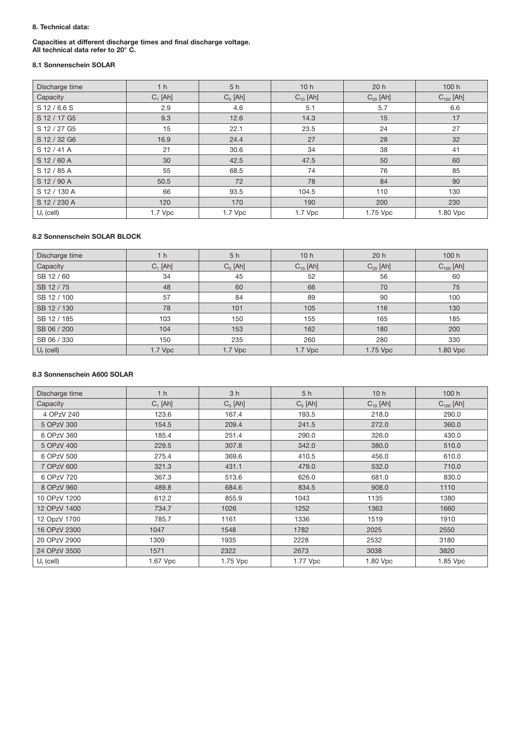**8. Technical data:**

**Capacities at different discharge times and final discharge voltage.**
**All technical data refer to 20° C.**

### 8.1 Sonnenschein SOLAR

| Discharge time | 1 h | 5 h | 10 h | 20 h | 100 h |
|---|---|---|---|---|---|
| Capacity | $C_1$ [Ah] | $C_5$ [Ah] | $C_{10}$ [Ah] | $C_{20}$ [Ah] | $C_{100}$ [Ah] |
| S 12 / 6.6 S | 2.9 | 4.6 | 5.1 | 5.7 | 6.6 |
| S 12 / 17 G5 | 9.3 | 12.6 | 14.3 | 15 | 17 |
| S 12 / 27 G5 | 15 | 22.1 | 23.5 | 24 | 27 |
| S 12 / 32 G6 | 16.9 | 24.4 | 27 | 28 | 32 |
| S 12 / 41 A | 21 | 30.6 | 34 | 38 | 41 |
| S 12 / 60 A | 30 | 42.5 | 47.5 | 50 | 60 |
| S 12 / 85 A | 55 | 68.5 | 74 | 76 | 85 |
| S 12 / 90 A | 50.5 | 72 | 78 | 84 | 90 |
| S 12 / 130 A | 66 | 93.5 | 104.5 | 110 | 130 |
| S 12 / 230 A | 120 | 170 | 190 | 200 | 230 |
| $U_f$ (cell) | 1.7 Vpc | 1.7 Vpc | 1.7 Vpc | 1.75 Vpc | 1.80 Vpc |

### 8.2 Sonnenschein SOLAR BLOCK

| Discharge time | 1 h | 5 h | 10 h | 20 h | 100 h |
|---|---|---|---|---|---|
| Capacity | $C_1$ [Ah] | $C_5$ [Ah] | $C_{10}$ [Ah] | $C_{20}$ [Ah] | $C_{100}$ [Ah] |
| SB 12 / 60 | 34 | 45 | 52 | 56 | 60 |
| SB 12 / 75 | 48 | 60 | 66 | 70 | 75 |
| SB 12 / 100 | 57 | 84 | 89 | 90 | 100 |
| SB 12 / 130 | 78 | 101 | 105 | 116 | 130 |
| SB 12 / 185 | 103 | 150 | 155 | 165 | 185 |
| SB 06 / 200 | 104 | 153 | 162 | 180 | 200 |
| SB 06 / 330 | 150 | 235 | 260 | 280 | 330 |
| $U_f$ (cell) | 1.7 Vpc | 1.7 Vpc | 1.7 Vpc | 1.75 Vpc | 1.80 Vpc |

### 8.3 Sonnenschein A600 SOLAR

| Discharge time | 1 h | 3 h | 5 h | 10 h | 100 h |
|---|---|---|---|---|---|
| Capacity | $C_1$ [Ah] | $C_3$ [Ah] | $C_5$ [Ah] | $C_{10}$ [Ah] | $C_{100}$ [Ah] |
| 4 OPzV 240 | 123.6 | 167.4 | 193.5 | 218.0 | 290.0 |
| 5 OPzV 300 | 154.5 | 209.4 | 241.5 | 272.0 | 360.0 |
| 6 OPzV 360 | 185.4 | 251.4 | 290.0 | 326.0 | 430.0 |
| 5 OPzV 400 | 229.5 | 307.8 | 342.0 | 380.0 | 510.0 |
| 6 OPzV 500 | 275.4 | 369.6 | 410.5 | 456.0 | 610.0 |
| 7 OPzV 600 | 321.3 | 431.1 | 479.0 | 532.0 | 710.0 |
| 6 OPzV 720 | 367.3 | 513.6 | 626.0 | 681.0 | 830.0 |
| 8 OPzV 960 | 489.8 | 684.6 | 834.5 | 908.0 | 1110 |
| 10 OPzV 1200 | 612.2 | 855.9 | 1043 | 1135 | 1380 |
| 12 OPzV 1400 | 734.7 | 1026 | 1252 | 1363 | 1660 |
| 12 OpzV 1700 | 785.7 | 1161 | 1336 | 1519 | 1910 |
| 16 OPzV 2300 | 1047 | 1548 | 1782 | 2025 | 2550 |
| 20 OPzV 2900 | 1309 | 1935 | 2228 | 2532 | 3180 |
| 24 OPzV 3500 | 1571 | 2322 | 2673 | 3038 | 3820 |
| $U_f$ (cell) | 1.67 Vpc | 1.75 Vpc | 1.77 Vpc | 1.80 Vpc | 1.85 Vpc |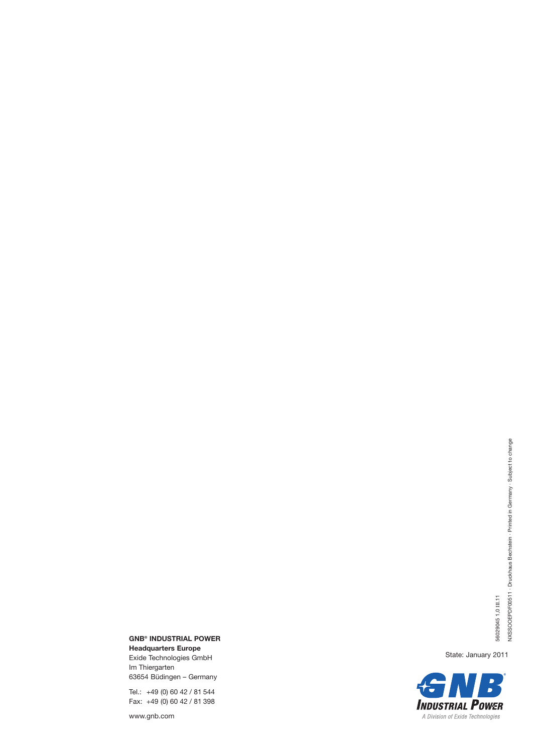**GNB® INDUSTRIAL POWER**
**Headquarters Europe**
Exide Technologies GmbH
Im Thiergarten
63654 Büdingen – Germany

Tel.: +49 (0) 60 42 / 81 544
Fax: +49 (0) 60 42 / 81 398

www.gnb.com

56029045 1,0 III.11
NXSSOOEPDF00511 · Druckhaus Bechstein · Printed in Germany · Subject to change

State: January 2011

GNB® INDUSTRIAL POWER
A Division of Exide Technologies